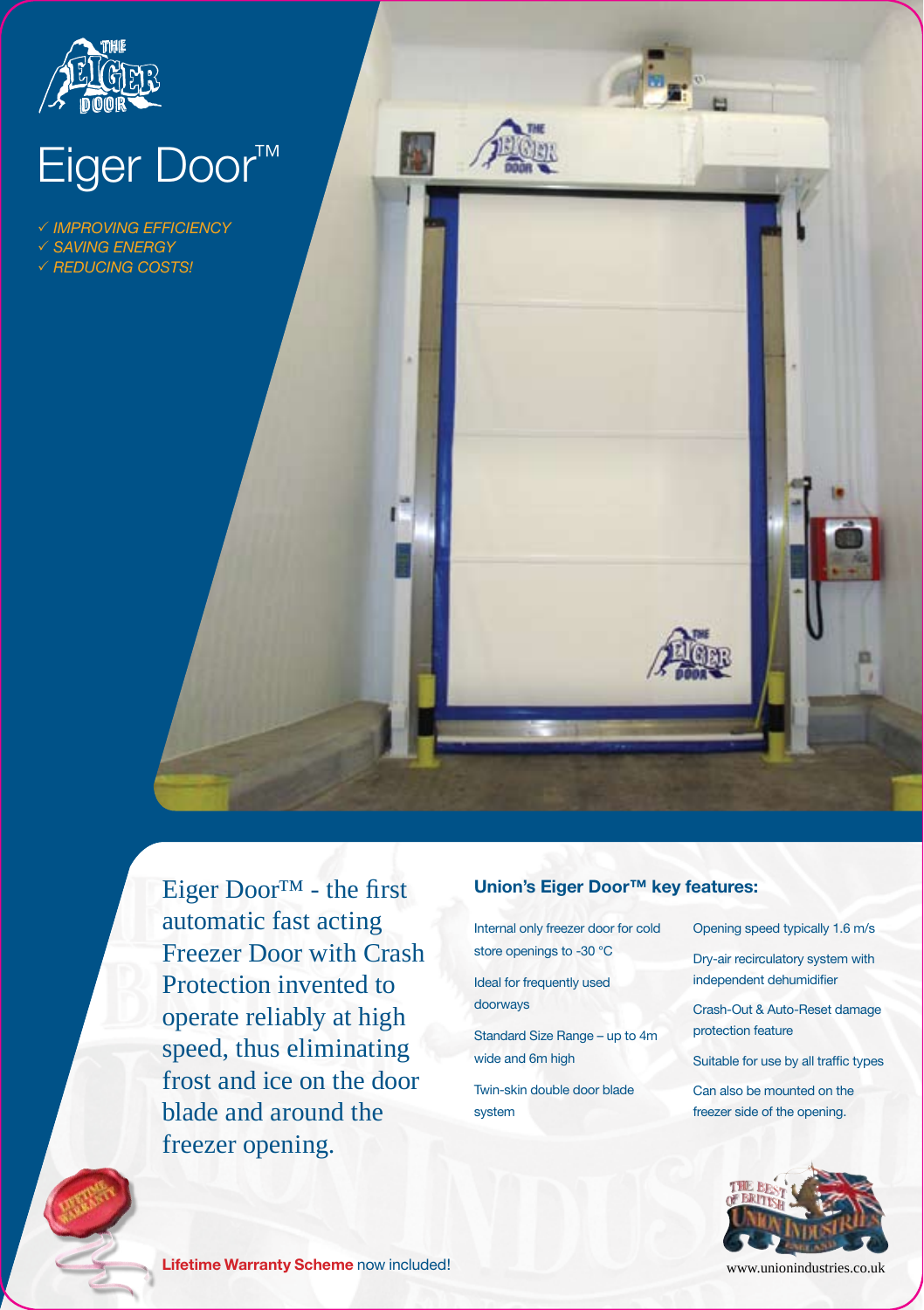# Eiger Door™

- ✓ IMPROVING EFFICIENCY
- ✓ SAVING ENERGY
- ✓ REDUCING COSTS!

Eiger Door™ - the first automatic fast acting Freezer Door with Crash Protection invented to operate reliably at high speed, thus eliminating frost and ice on the door blade and around the freezer opening.

## Union's Eiger Door™ key features:

- Internal only freezer door for cold store openings to -30 °C
- Ideal for frequently used doorways
- Standard Size Range – up to 4m wide and 6m high
- Twin-skin double door blade system
- Opening speed typically 1.6 m/s
- Dry-air recirculatory system with independent dehumidifier
- Crash-Out & Auto-Reset damage protection feature
- Suitable for use by all traffic types
- Can also be mounted on the freezer side of the opening.

**Lifetime Warranty Scheme** now included!

www.unionindustries.co.uk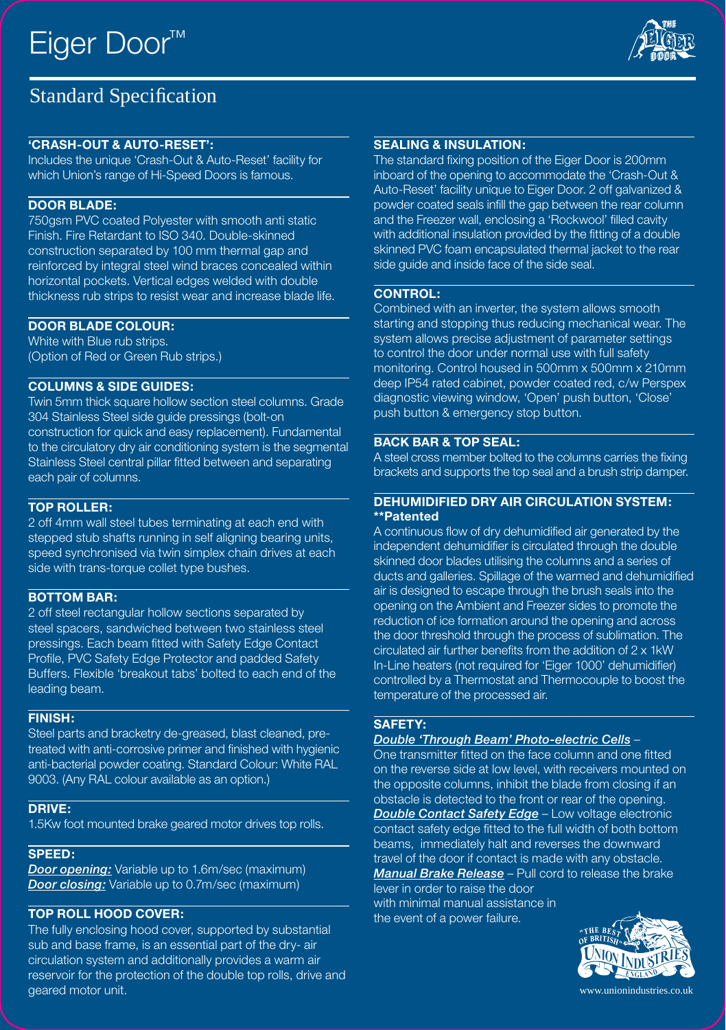# Eiger Door™

## Standard Specification

### 'CRASH-OUT & AUTO-RESET':

Includes the unique 'Crash-Out & Auto-Reset' facility for which Union's range of Hi-Speed Doors is famous.

### DOOR BLADE:

750gsm PVC coated Polyester with smooth anti static Finish. Fire Retardant to ISO 340. Double-skinned construction separated by 100 mm thermal gap and reinforced by integral steel wind braces concealed within horizontal pockets. Vertical edges welded with double thickness rub strips to resist wear and increase blade life.

### DOOR BLADE COLOUR:

White with Blue rub strips.
(Option of Red or Green Rub strips.)

### COLUMNS & SIDE GUIDES:

Twin 5mm thick square hollow section steel columns. Grade 304 Stainless Steel side guide pressings (bolt-on construction for quick and easy replacement). Fundamental to the circulatory dry air conditioning system is the segmental Stainless Steel central pillar fitted between and separating each pair of columns.

### TOP ROLLER:

2 off 4mm wall steel tubes terminating at each end with stepped stub shafts running in self aligning bearing units, speed synchronised via twin simplex chain drives at each side with trans-torque collet type bushes.

### BOTTOM BAR:

2 off steel rectangular hollow sections separated by steel spacers, sandwiched between two stainless steel pressings. Each beam fitted with Safety Edge Contact Profile, PVC Safety Edge Protector and padded Safety Buffers. Flexible 'breakout tabs' bolted to each end of the leading beam.

### FINISH:

Steel parts and bracketry de-greased, blast cleaned, pre-treated with anti-corrosive primer and finished with hygienic anti-bacterial powder coating. Standard Colour: White RAL 9003. (Any RAL colour available as an option.)

### DRIVE:

1.5Kw foot mounted brake geared motor drives top rolls.

### SPEED:

***Door opening:*** Variable up to 1.6m/sec (maximum)
***Door closing:*** Variable up to 0.7m/sec (maximum)

### TOP ROLL HOOD COVER:

The fully enclosing hood cover, supported by substantial sub and base frame, is an essential part of the dry- air circulation system and additionally provides a warm air reservoir for the protection of the double top rolls, drive and geared motor unit.

### SEALING & INSULATION:

The standard fixing position of the Eiger Door is 200mm inboard of the opening to accommodate the 'Crash-Out & Auto-Reset' facility unique to Eiger Door. 2 off galvanized & powder coated seals infill the gap between the rear column and the Freezer wall, enclosing a 'Rockwool' filled cavity with additional insulation provided by the fitting of a double skinned PVC foam encapsulated thermal jacket to the rear side guide and inside face of the side seal.

### CONTROL:

Combined with an inverter, the system allows smooth starting and stopping thus reducing mechanical wear. The system allows precise adjustment of parameter settings to control the door under normal use with full safety monitoring. Control housed in 500mm x 500mm x 210mm deep IP54 rated cabinet, powder coated red, c/w Perspex diagnostic viewing window, 'Open' push button, 'Close' push button & emergency stop button.

### BACK BAR & TOP SEAL:

A steel cross member bolted to the columns carries the fixing brackets and supports the top seal and a brush strip damper.

### DEHUMIDIFIED DRY AIR CIRCULATION SYSTEM: **Patented

A continuous flow of dry dehumidified air generated by the independent dehumidifier is circulated through the double skinned door blades utilising the columns and a series of ducts and galleries. Spillage of the warmed and dehumidified air is designed to escape through the brush seals into the opening on the Ambient and Freezer sides to promote the reduction of ice formation around the opening and across the door threshold through the process of sublimation. The circulated air further benefits from the addition of 2 x 1kW In-Line heaters (not required for 'Eiger 1000' dehumidifier) controlled by a Thermostat and Thermocouple to boost the temperature of the processed air.

### SAFETY:

***Double 'Through Beam' Photo-electric Cells*** – One transmitter fitted on the face column and one fitted on the reverse side at low level, with receivers mounted on the opposite columns, inhibit the blade from closing if an obstacle is detected to the front or rear of the opening.

***Double Contact Safety Edge*** – Low voltage electronic contact safety edge fitted to the full width of both bottom beams, immediately halt and reverses the downward travel of the door if contact is made with any obstacle.

***Manual Brake Release*** – Pull cord to release the brake lever in order to raise the door with minimal manual assistance in the event of a power failure.

www.unionindustries.co.uk